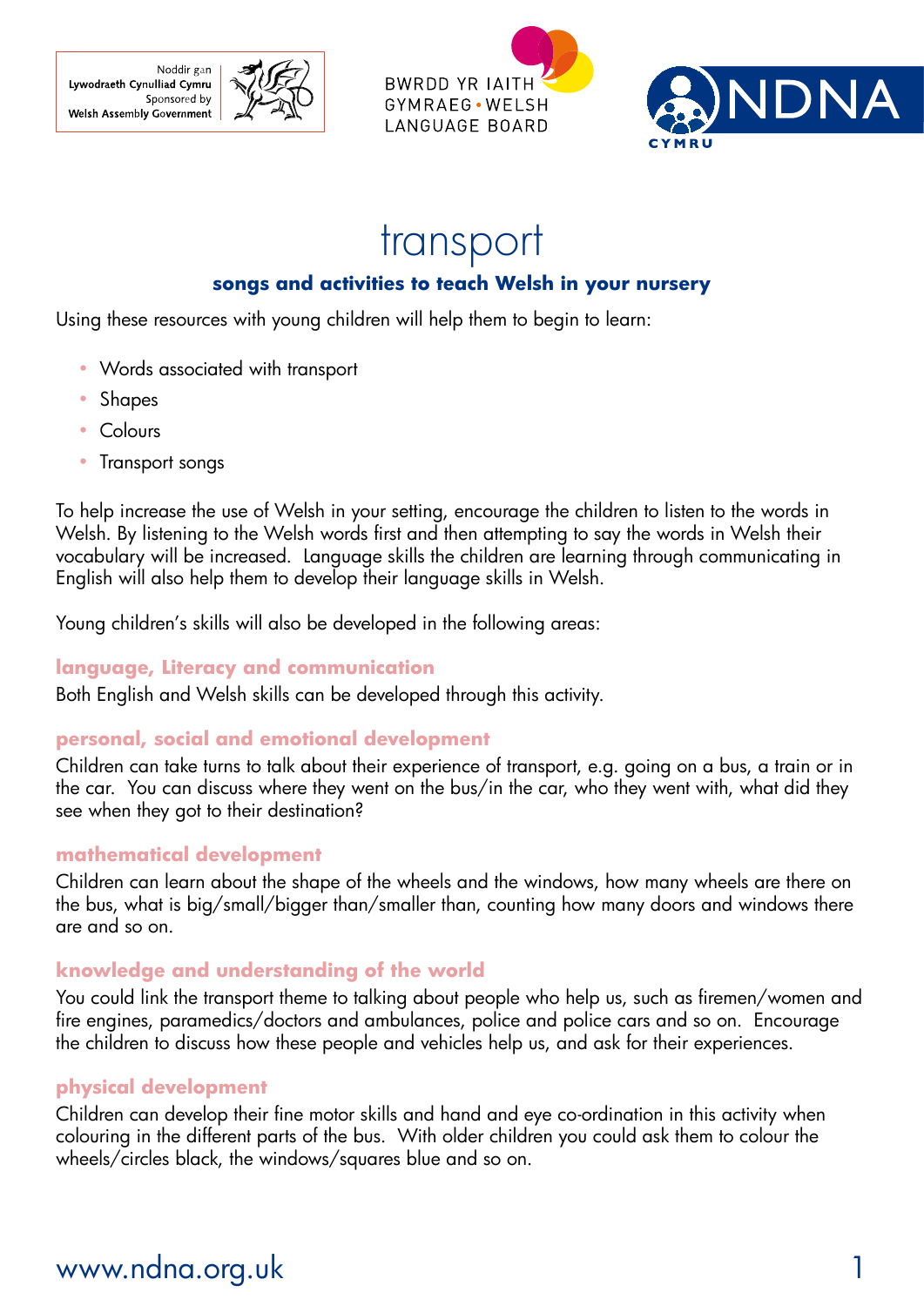Noddir gan Lywodraeth Cynulliad Cymru
Sponsored by Welsh Assembly Government

BWRDD YR IAITH GYMRAEG • WELSH LANGUAGE BOARD

NDNA CYMRU

# transport

**songs and activities to teach Welsh in your nursery**

Using these resources with young children will help them to begin to learn:

- Words associated with transport
- Shapes
- Colours
- Transport songs

To help increase the use of Welsh in your setting, encourage the children to listen to the words in Welsh. By listening to the Welsh words first and then attempting to say the words in Welsh their vocabulary will be increased. Language skills the children are learning through communicating in English will also help them to develop their language skills in Welsh.

Young children's skills will also be developed in the following areas:

### language, Literacy and communication

Both English and Welsh skills can be developed through this activity.

### personal, social and emotional development

Children can take turns to talk about their experience of transport, e.g. going on a bus, a train or in the car. You can discuss where they went on the bus/in the car, who they went with, what did they see when they got to their destination?

### mathematical development

Children can learn about the shape of the wheels and the windows, how many wheels are there on the bus, what is big/small/bigger than/smaller than, counting how many doors and windows there are and so on.

### knowledge and understanding of the world

You could link the transport theme to talking about people who help us, such as firemen/women and fire engines, paramedics/doctors and ambulances, police and police cars and so on. Encourage the children to discuss how these people and vehicles help us, and ask for their experiences.

### physical development

Children can develop their fine motor skills and hand and eye co-ordination in this activity when colouring in the different parts of the bus. With older children you could ask them to colour the wheels/circles black, the windows/squares blue and so on.

www.ndna.org.uk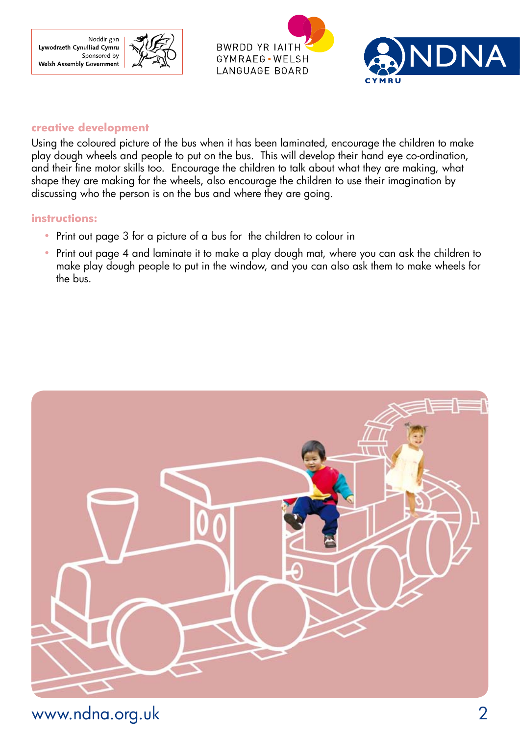Noddir gan Lywodraeth Cynulliad Cymru
Sponsored by Welsh Assembly Government

BWRDD YR IAITH GYMRAEG • WELSH LANGUAGE BOARD

NDNA CYMRU

### creative development

Using the coloured picture of the bus when it has been laminated, encourage the children to make play dough wheels and people to put on the bus. This will develop their hand eye co-ordination, and their fine motor skills too. Encourage the children to talk about what they are making, what shape they are making for the wheels, also encourage the children to use their imagination by discussing who the person is on the bus and where they are going.

### instructions:

- Print out page 3 for a picture of a bus for the children to colour in
- Print out page 4 and laminate it to make a play dough mat, where you can ask the children to make play dough people to put in the window, and you can also ask them to make wheels for the bus.

www.ndna.org.uk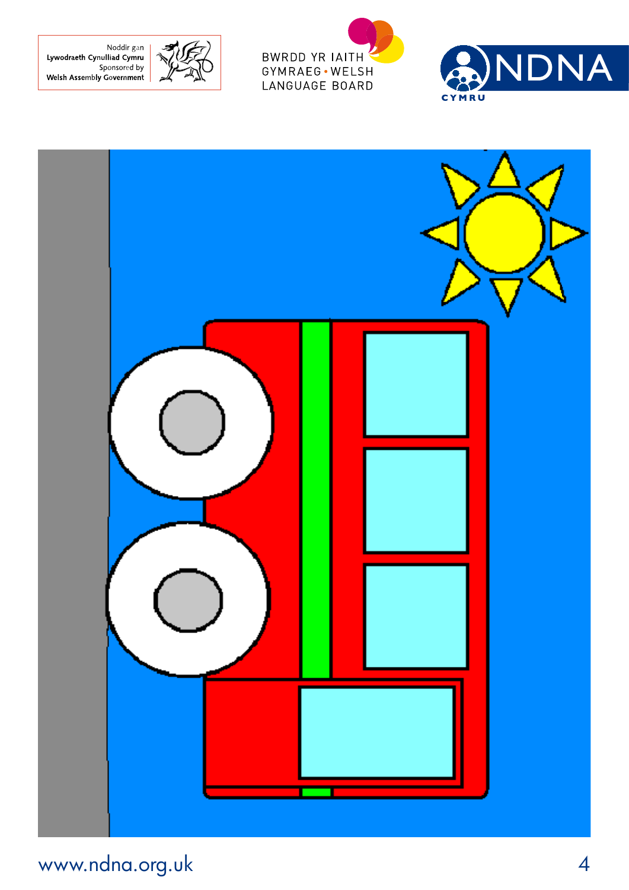Noddir gan
Lywodraeth Cynulliad Cymru
Sponsored by
Welsh Assembly Government

BWRDD YR IAITH GYMRAEG • WELSH LANGUAGE BOARD

NDNA CYMRU

www.ndna.org.uk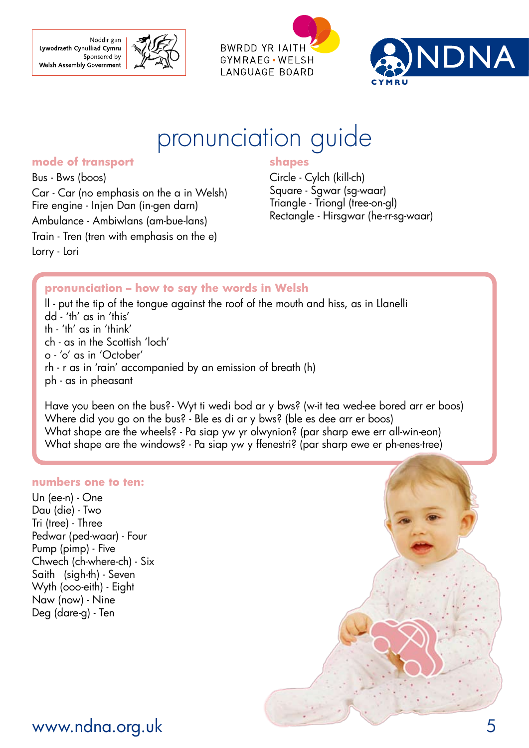Noddir gan Lywodraeth Cynulliad Cymru
Sponsored by Welsh Assembly Government

BWRDD YR IAITH GYMRAEG • WELSH LANGUAGE BOARD

NDNA CYMRU

# pronunciation guide

## mode of transport

Bus - Bws (boos)

Car - Car (no emphasis on the a in Welsh)

Fire engine - Injen Dan (in-gen darn)

Ambulance - Ambiwlans (am-bue-lans)

Train - Tren (tren with emphasis on the e)

Lorry - Lori

## shapes

Circle - Cylch (kill-ch)

Square - Sgwar (sg-waar)

Triangle - Triongl (tree-on-gl)

Rectangle - Hirsgwar (he-rr-sg-waar)

## pronunciation – how to say the words in Welsh

ll - put the tip of the tongue against the roof of the mouth and hiss, as in Llanelli

dd - 'th' as in 'this'

th - 'th' as in 'think'

ch - as in the Scottish 'loch'

o - 'o' as in 'October'

rh - r as in 'rain' accompanied by an emission of breath (h)

ph - as in pheasant

Have you been on the bus? - Wyt ti wedi bod ar y bws? (w-it tea wed-ee bored arr er boos)

Where did you go on the bus? - Ble es di ar y bws? (ble es dee arr er boos)

What shape are the wheels? - Pa siap yw yr olwynion? (par sharp ewe err all-win-eon)

What shape are the windows? - Pa siap yw y ffenestri? (par sharp ewe er ph-enes-tree)

## numbers one to ten:

Un (ee-n) - One

Dau (die) - Two

Tri (tree) - Three

Pedwar (ped-waar) - Four

Pump (pimp) - Five

Chwech (ch-where-ch) - Six

Saith (sigh-th) - Seven

Wyth (ooo-eith) - Eight

Naw (now) - Nine

Deg (dare-g) - Ten

www.ndna.org.uk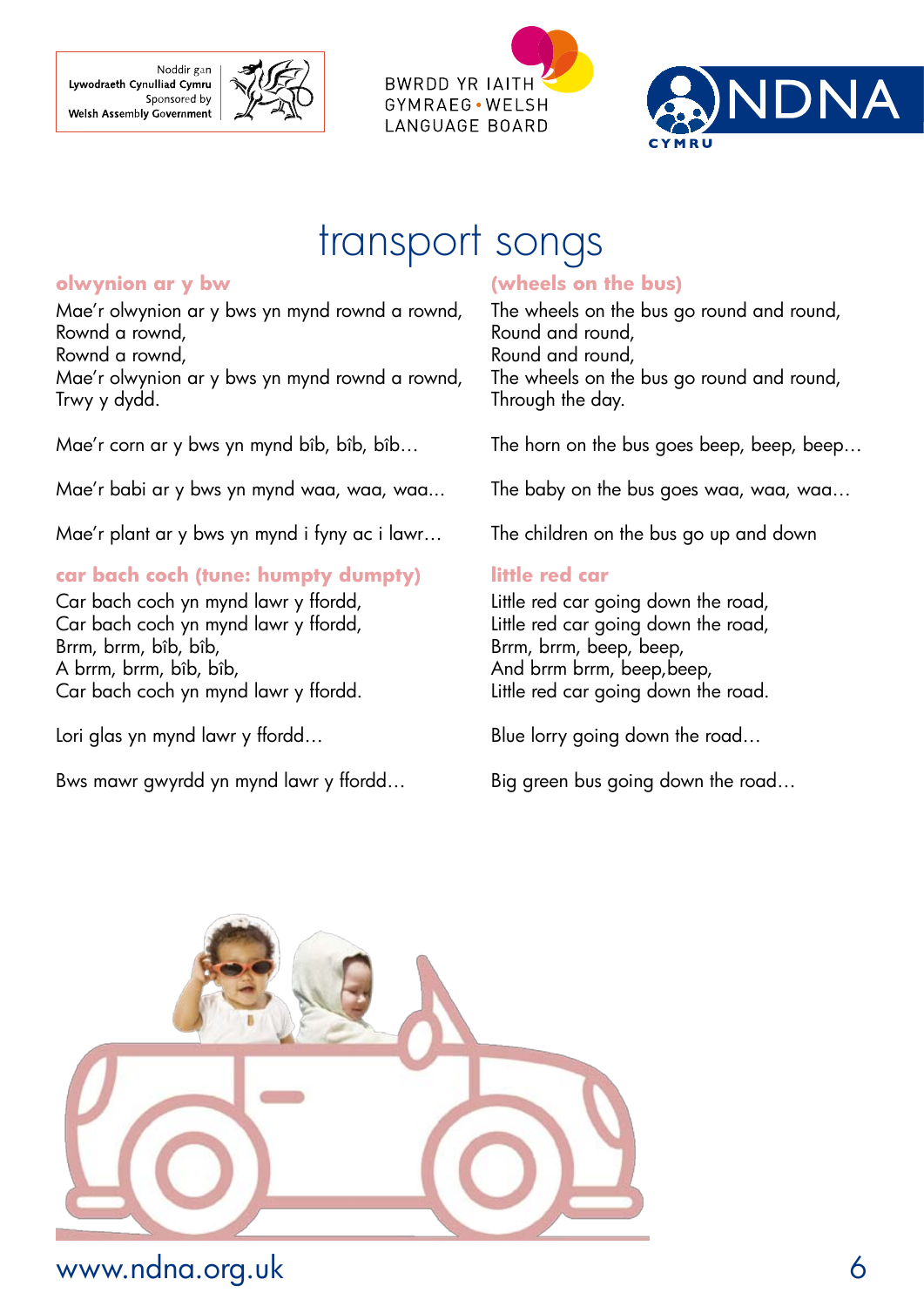Noddir gan Lywodraeth Cynulliad Cymru
Sponsored by Welsh Assembly Government

BWRDD YR IAITH GYMRAEG • WELSH LANGUAGE BOARD

NDNA CYMRU

# transport songs

### olwynion ar y bw

Mae'r olwynion ar y bws yn mynd rownd a rownd,
Rownd a rownd,
Rownd a rownd,
Mae'r olwynion ar y bws yn mynd rownd a rownd,
Trwy y dydd.

Mae'r corn ar y bws yn mynd bîb, bîb, bîb…

Mae'r babi ar y bws yn mynd waa, waa, waa…

Mae'r plant ar y bws yn mynd i fyny ac i lawr…

### (wheels on the bus)

The wheels on the bus go round and round,
Round and round,
Round and round,
The wheels on the bus go round and round,
Through the day.

The horn on the bus goes beep, beep, beep…

The baby on the bus goes waa, waa, waa…

The children on the bus go up and down

### car bach coch (tune: humpty dumpty)

Car bach coch yn mynd lawr y ffordd,
Car bach coch yn mynd lawr y ffordd,
Brrm, brrm, bîb, bîb,
A brrm, brrm, bîb, bîb,
Car bach coch yn mynd lawr y ffordd.

Lori glas yn mynd lawr y ffordd…

Bws mawr gwyrdd yn mynd lawr y ffordd…

### little red car

Little red car going down the road,
Little red car going down the road,
Brrm, brrm, beep, beep,
And brrm brrm, beep,beep,
Little red car going down the road.

Blue lorry going down the road…

Big green bus going down the road…

www.ndna.org.uk